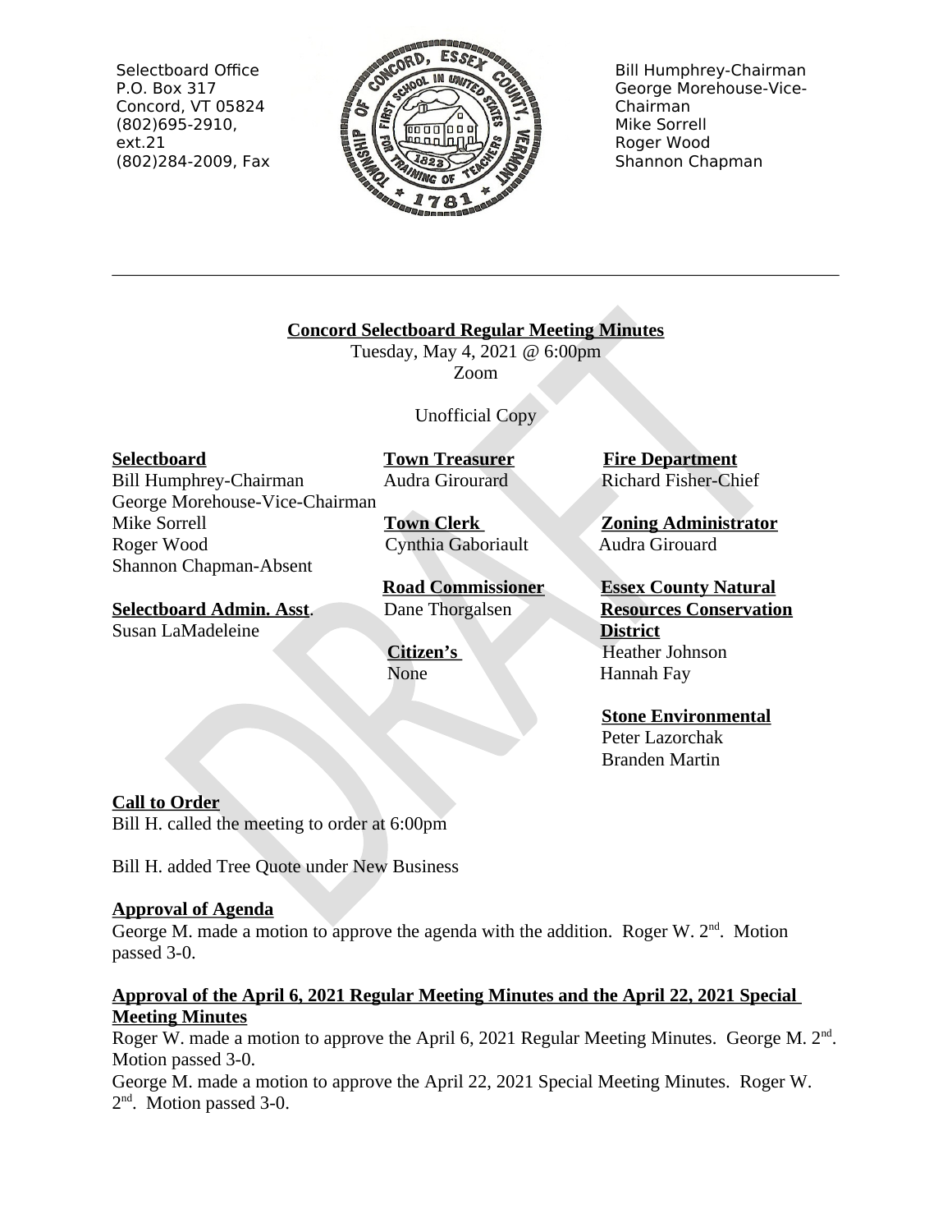Selectbord Office
P.O. Box 317
Concord, VT 05824
(802)695-2910, ext.21
(802)284-2009, Fax

Bill Humphrey-Chairman
George Morehouse-Vice-Chairman
Mike Sorrell
Roger Wood
Shannon Chapman

---

**Concord Selectboard Regular Meeting Minutes**
Tuesday, May 4, 2021 @ 6:00pm
Zoom

Unofficial Copy

**Selectboard**
Bill Humphrey-Chairman
George Morehouse-Vice-Chairman
Mike Sorrell
Roger Wood
Shannon Chapman-Absent

**Selectboard Admin. Asst.**
Susan LaMadeleine

**Town Treasurer**
Audra Girourard

**Town Clerk**
Cynthia Gaboriault

**Road Commissioner**
Dane Thorgalsen

**Citizen's**
None

**Fire Department**
Richard Fisher-Chief

**Zoning Administrator**
Audra Girouard

**Essex County Natural Resources Conservation District**
Heather Johnson
Hannah Fay

**Stone Environmental**
Peter Lazorchak
Branden Martin

**Call to Order**
Bill H. called the meeting to order at 6:00pm

Bill H. added Tree Quote under New Business

**Approval of Agenda**
George M. made a motion to approve the agenda with the addition. Roger W. 2nd. Motion passed 3-0.

**Approval of the April 6, 2021 Regular Meeting Minutes and the April 22, 2021 Special Meeting Minutes**
Roger W. made a motion to approve the April 6, 2021 Regular Meeting Minutes. George M. 2nd. Motion passed 3-0.
George M. made a motion to approve the April 22, 2021 Special Meeting Minutes. Roger W. 2nd. Motion passed 3-0.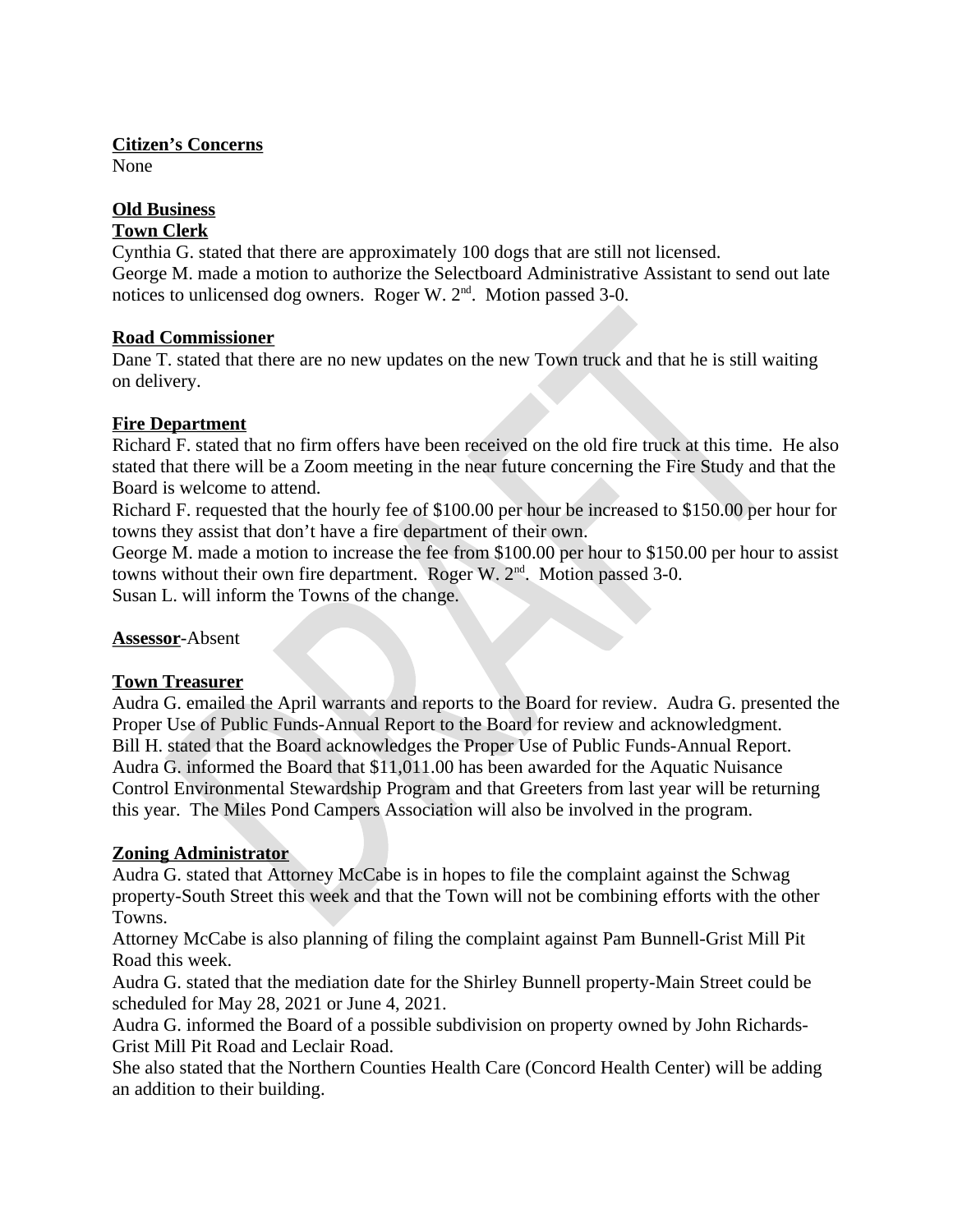**Citizen's Concerns**
None

**Old Business**
**Town Clerk**
Cynthia G. stated that there are approximately 100 dogs that are still not licensed.
George M. made a motion to authorize the Selectboard Administrative Assistant to send out late notices to unlicensed dog owners. Roger W. 2nd. Motion passed 3-0.

**Road Commissioner**
Dane T. stated that there are no new updates on the new Town truck and that he is still waiting on delivery.

**Fire Department**
Richard F. stated that no firm offers have been received on the old fire truck at this time. He also stated that there will be a Zoom meeting in the near future concerning the Fire Study and that the Board is welcome to attend.
Richard F. requested that the hourly fee of $100.00 per hour be increased to $150.00 per hour for towns they assist that don't have a fire department of their own.
George M. made a motion to increase the fee from $100.00 per hour to $150.00 per hour to assist towns without their own fire department. Roger W. 2nd. Motion passed 3-0.
Susan L. will inform the Towns of the change.

**Assessor**-Absent

**Town Treasurer**
Audra G. emailed the April warrants and reports to the Board for review. Audra G. presented the Proper Use of Public Funds-Annual Report to the Board for review and acknowledgment.
Bill H. stated that the Board acknowledges the Proper Use of Public Funds-Annual Report.
Audra G. informed the Board that $11,011.00 has been awarded for the Aquatic Nuisance Control Environmental Stewardship Program and that Greeters from last year will be returning this year. The Miles Pond Campers Association will also be involved in the program.

**Zoning Administrator**
Audra G. stated that Attorney McCabe is in hopes to file the complaint against the Schwag property-South Street this week and that the Town will not be combining efforts with the other Towns.
Attorney McCabe is also planning of filing the complaint against Pam Bunnell-Grist Mill Pit Road this week.
Audra G. stated that the mediation date for the Shirley Bunnell property-Main Street could be scheduled for May 28, 2021 or June 4, 2021.
Audra G. informed the Board of a possible subdivision on property owned by John Richards-Grist Mill Pit Road and Leclair Road.
She also stated that the Northern Counties Health Care (Concord Health Center) will be adding an addition to their building.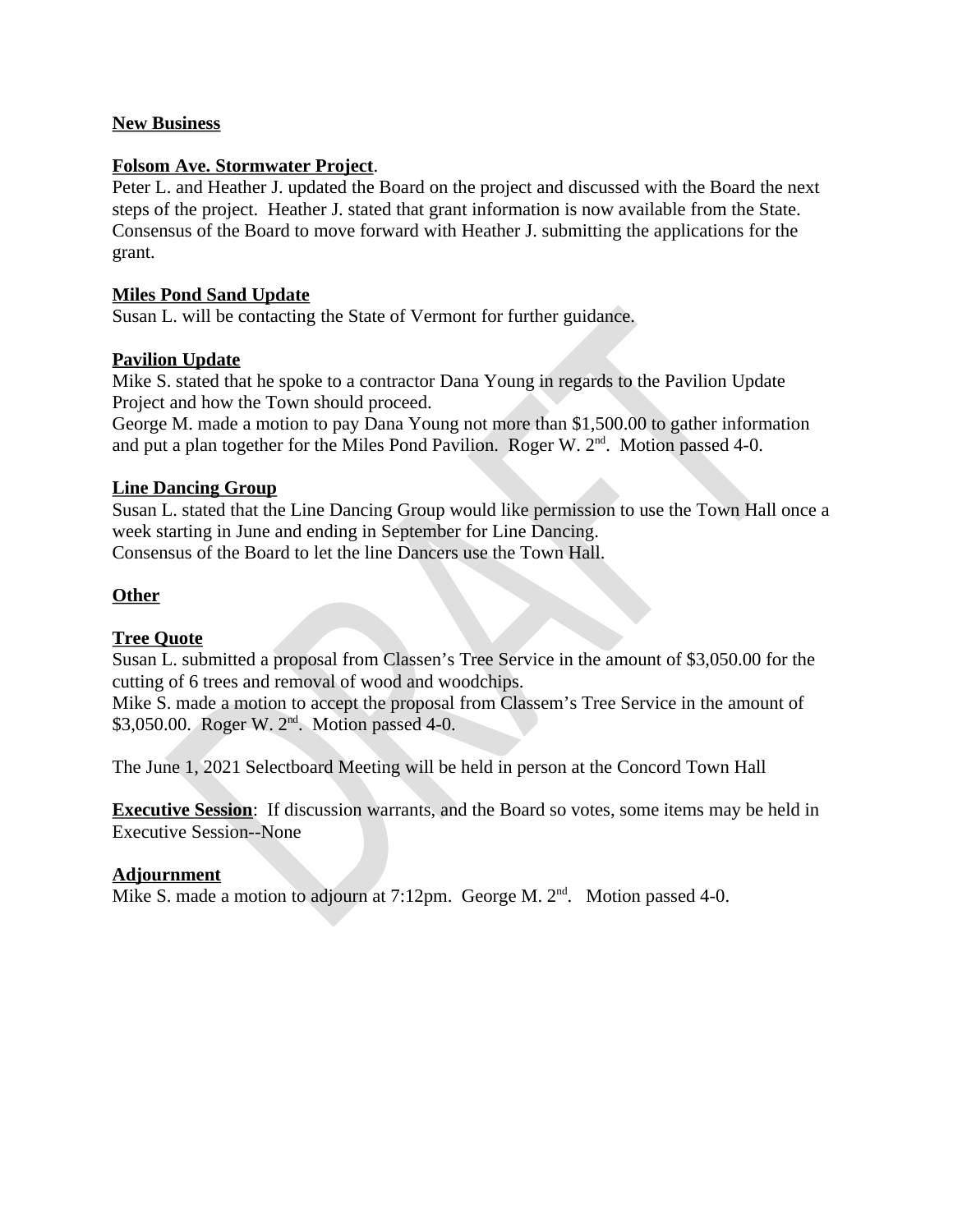**New Business**

**Folsom Ave. Stormwater Project**.

Peter L. and Heather J. updated the Board on the project and discussed with the Board the next steps of the project. Heather J. stated that grant information is now available from the State. Consensus of the Board to move forward with Heather J. submitting the applications for the grant.

**Miles Pond Sand Update**

Susan L. will be contacting the State of Vermont for further guidance.

**Pavilion Update**

Mike S. stated that he spoke to a contractor Dana Young in regards to the Pavilion Update Project and how the Town should proceed.

George M. made a motion to pay Dana Young not more than $1,500.00 to gather information and put a plan together for the Miles Pond Pavilion. Roger W. 2nd. Motion passed 4-0.

**Line Dancing Group**

Susan L. stated that the Line Dancing Group would like permission to use the Town Hall once a week starting in June and ending in September for Line Dancing.

Consensus of the Board to let the line Dancers use the Town Hall.

**Other**

**Tree Quote**

Susan L. submitted a proposal from Classen's Tree Service in the amount of $3,050.00 for the cutting of 6 trees and removal of wood and woodchips.

Mike S. made a motion to accept the proposal from Classem's Tree Service in the amount of $3,050.00. Roger W. 2nd. Motion passed 4-0.

The June 1, 2021 Selectboard Meeting will be held in person at the Concord Town Hall

**Executive Session**: If discussion warrants, and the Board so votes, some items may be held in Executive Session--None

**Adjournment**

Mike S. made a motion to adjourn at 7:12pm. George M. 2nd. Motion passed 4-0.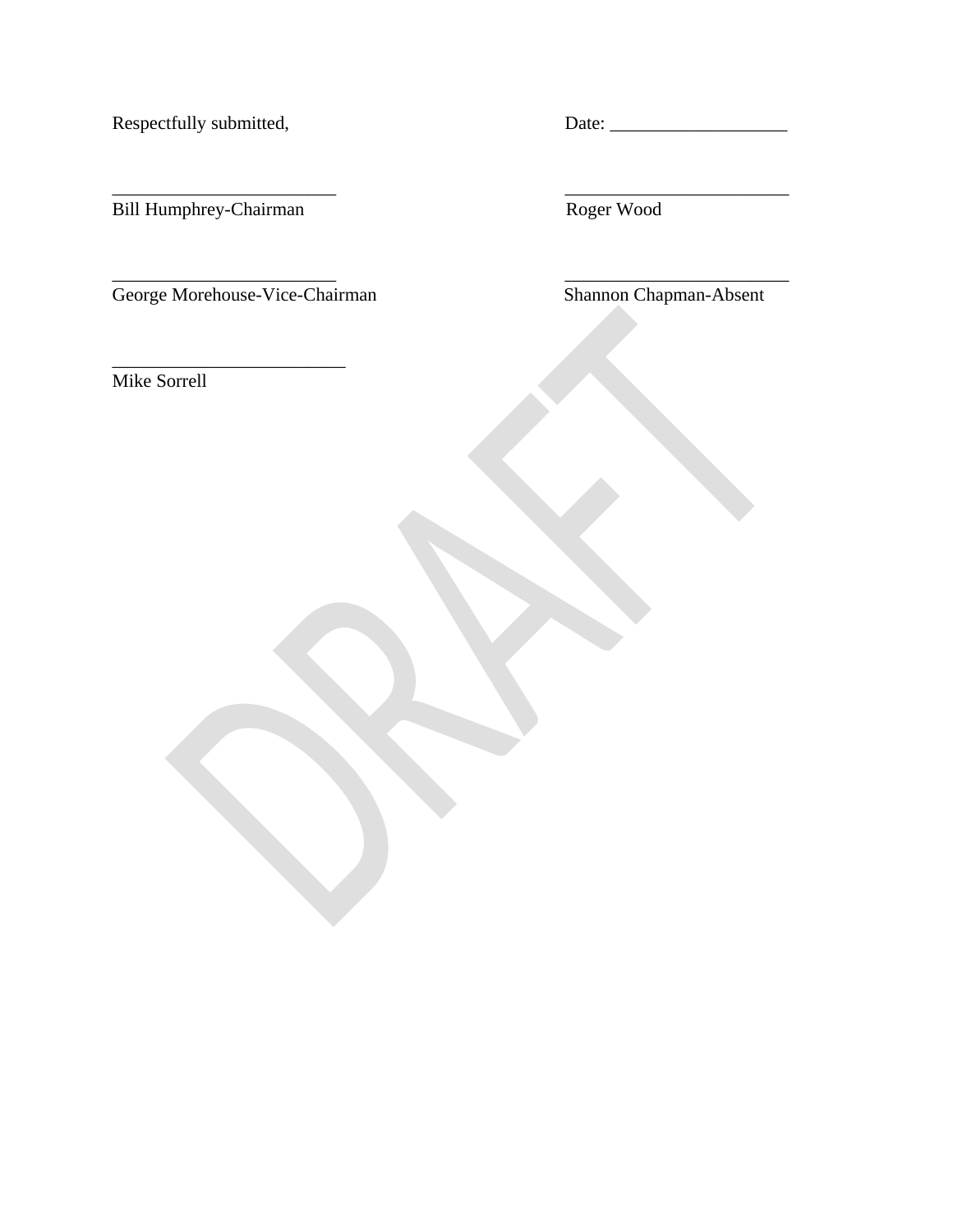Respectfully submitted,

Date: ___________________

________________________
Bill Humphrey-Chairman

________________________
Roger Wood

________________________
George Morehouse-Vice-Chairman

________________________
Shannon Chapman-Absent

_________________________
Mike Sorrell

DRAFT